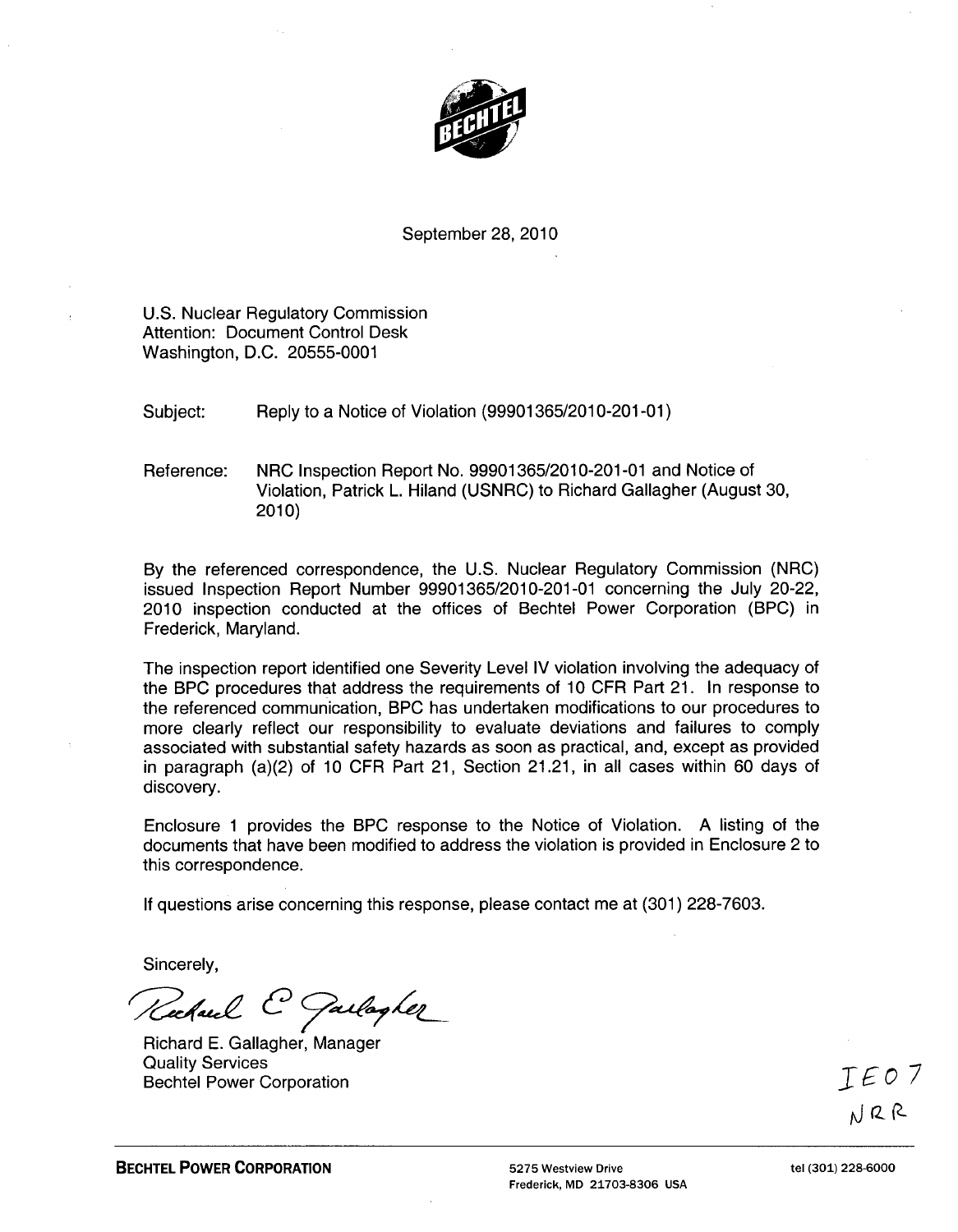September 28, 2010

U.S. Nuclear Regulatory Commission
Attention: Document Control Desk
Washington, D.C. 20555-0001

Subject: Reply to a Notice of Violation (99901365/2010-201-01)

Reference: NRC Inspection Report No. 99901365/2010-201-01 and Notice of Violation, Patrick L. Hiland (USNRC) to Richard Gallagher (August 30, 2010)

By the referenced correspondence, the U.S. Nuclear Regulatory Commission (NRC) issued Inspection Report Number 99901365/2010-201-01 concerning the July 20-22, 2010 inspection conducted at the offices of Bechtel Power Corporation (BPC) in Frederick, Maryland.

The inspection report identified one Severity Level IV violation involving the adequacy of the BPC procedures that address the requirements of 10 CFR Part 21. In response to the referenced communication, BPC has undertaken modifications to our procedures to more clearly reflect our responsibility to evaluate deviations and failures to comply associated with substantial safety hazards as soon as practical, and, except as provided in paragraph (a)(2) of 10 CFR Part 21, Section 21.21, in all cases within 60 days of discovery.

Enclosure 1 provides the BPC response to the Notice of Violation. A listing of the documents that have been modified to address the violation is provided in Enclosure 2 to this correspondence.

If questions arise concerning this response, please contact me at (301) 228-7603.

Sincerely,

Richard E. Gallagher

Richard E. Gallagher, Manager
Quality Services
Bechtel Power Corporation

IE07
NRR

**BECHTEL POWER CORPORATION** 5275 Westview Drive, Frederick, MD 21703-8306 USA tel (301) 228-6000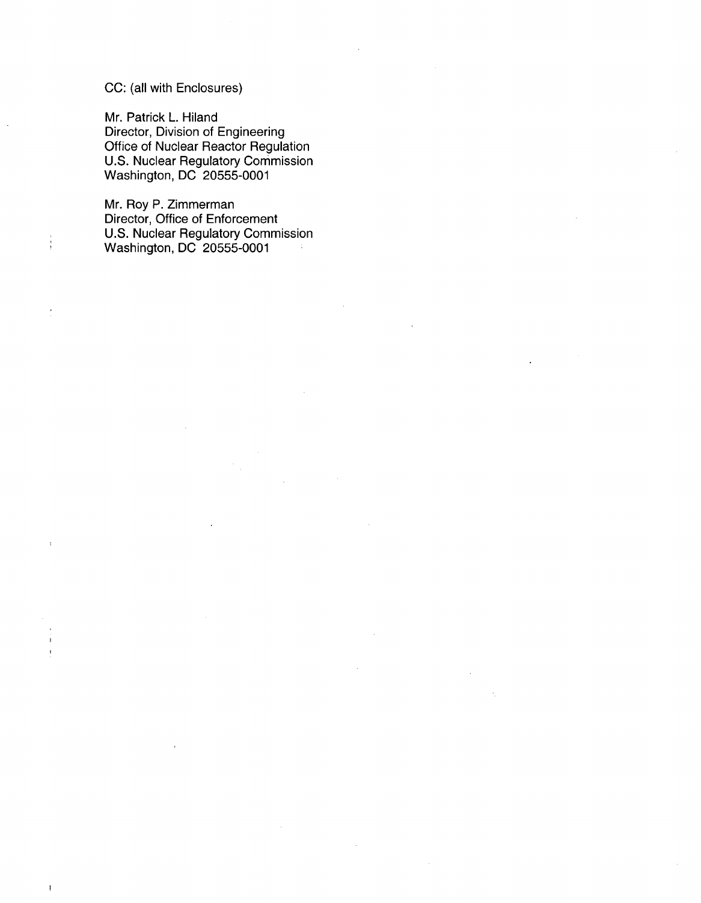CC: (all with Enclosures)

Mr. Patrick L. Hiland
Director, Division of Engineering
Office of Nuclear Reactor Regulation
U.S. Nuclear Regulatory Commission
Washington, DC 20555-0001

Mr. Roy P. Zimmerman
Director, Office of Enforcement
U.S. Nuclear Regulatory Commission
Washington, DC 20555-0001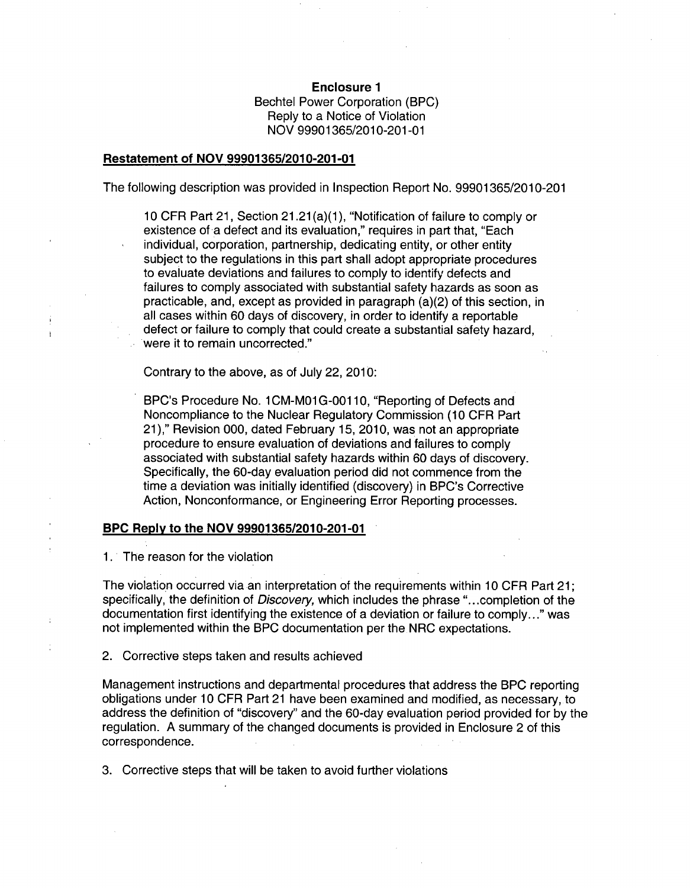**Enclosure 1**
Bechtel Power Corporation (BPC)
Reply to a Notice of Violation
NOV 99901365/2010-201-01

## Restatement of NOV 99901365/2010-201-01

The following description was provided in Inspection Report No. 99901365/2010-201

> 10 CFR Part 21, Section 21.21(a)(1), "Notification of failure to comply or existence of a defect and its evaluation," requires in part that, "Each individual, corporation, partnership, dedicating entity, or other entity subject to the regulations in this part shall adopt appropriate procedures to evaluate deviations and failures to comply to identify defects and failures to comply associated with substantial safety hazards as soon as practicable, and, except as provided in paragraph (a)(2) of this section, in all cases within 60 days of discovery, in order to identify a reportable defect or failure to comply that could create a substantial safety hazard, were it to remain uncorrected."
>
> Contrary to the above, as of July 22, 2010:
>
> BPC's Procedure No. 1CM-M01G-00110, "Reporting of Defects and Noncompliance to the Nuclear Regulatory Commission (10 CFR Part 21)," Revision 000, dated February 15, 2010, was not an appropriate procedure to ensure evaluation of deviations and failures to comply associated with substantial safety hazards within 60 days of discovery. Specifically, the 60-day evaluation period did not commence from the time a deviation was initially identified (discovery) in BPC's Corrective Action, Nonconformance, or Engineering Error Reporting processes.

## BPC Reply to the NOV 99901365/2010-201-01

1. The reason for the violation

The violation occurred via an interpretation of the requirements within 10 CFR Part 21; specifically, the definition of *Discovery*, which includes the phrase "...completion of the documentation first identifying the existence of a deviation or failure to comply..." was not implemented within the BPC documentation per the NRC expectations.

2. Corrective steps taken and results achieved

Management instructions and departmental procedures that address the BPC reporting obligations under 10 CFR Part 21 have been examined and modified, as necessary, to address the definition of "discovery" and the 60-day evaluation period provided for by the regulation. A summary of the changed documents is provided in Enclosure 2 of this correspondence.

3. Corrective steps that will be taken to avoid further violations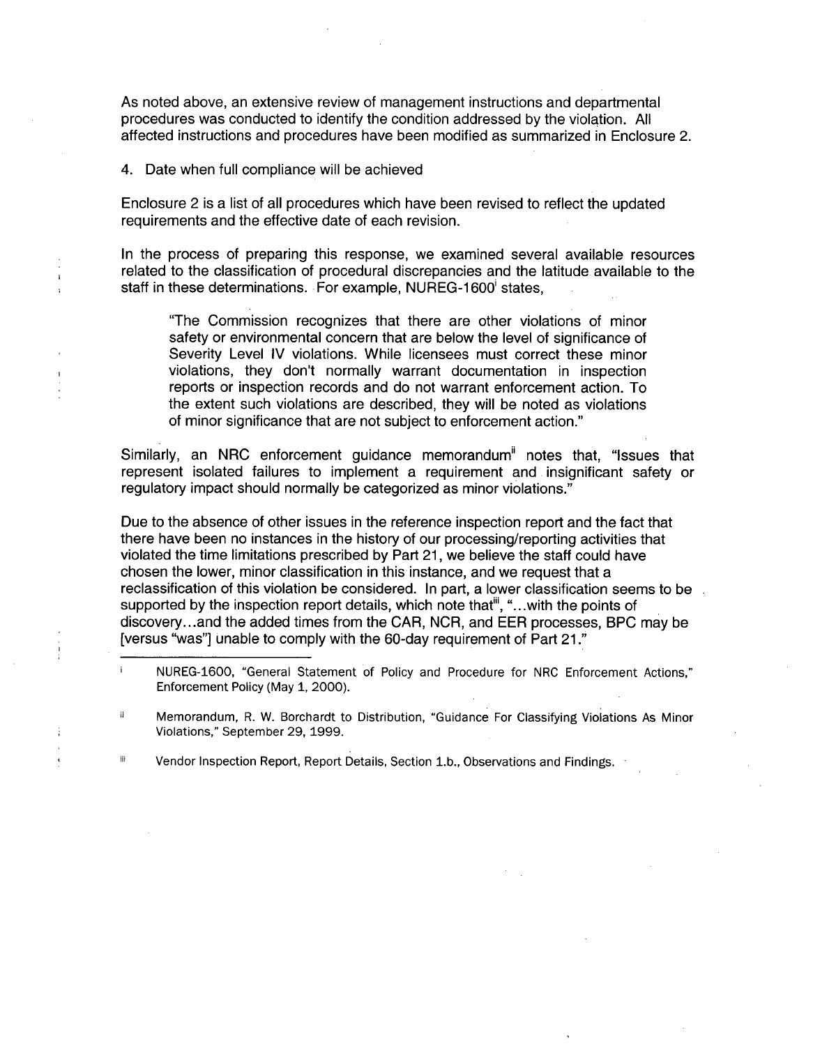As noted above, an extensive review of management instructions and departmental procedures was conducted to identify the condition addressed by the violation. All affected instructions and procedures have been modified as summarized in Enclosure 2.

4. Date when full compliance will be achieved

Enclosure 2 is a list of all procedures which have been revised to reflect the updated requirements and the effective date of each revision.

In the process of preparing this response, we examined several available resources related to the classification of procedural discrepancies and the latitude available to the staff in these determinations. For example, NUREG-1600[i] states,

> "The Commission recognizes that there are other violations of minor safety or environmental concern that are below the level of significance of Severity Level IV violations. While licensees must correct these minor violations, they don't normally warrant documentation in inspection reports or inspection records and do not warrant enforcement action. To the extent such violations are described, they will be noted as violations of minor significance that are not subject to enforcement action."

Similarly, an NRC enforcement guidance memorandum[ii] notes that, "Issues that represent isolated failures to implement a requirement and insignificant safety or regulatory impact should normally be categorized as minor violations."

Due to the absence of other issues in the reference inspection report and the fact that there have been no instances in the history of our processing/reporting activities that violated the time limitations prescribed by Part 21, we believe the staff could have chosen the lower, minor classification in this instance, and we request that a reclassification of this violation be considered. In part, a lower classification seems to be supported by the inspection report details, which note that[iii], "...with the points of discovery...and the added times from the CAR, NCR, and EER processes, BPC may be [versus "was"] unable to comply with the 60-day requirement of Part 21."

---

[i] NUREG-1600, "General Statement of Policy and Procedure for NRC Enforcement Actions," Enforcement Policy (May 1, 2000).

[ii] Memorandum, R. W. Borchardt to Distribution, "Guidance For Classifying Violations As Minor Violations," September 29, 1999.

[iii] Vendor Inspection Report, Report Details, Section 1.b., Observations and Findings.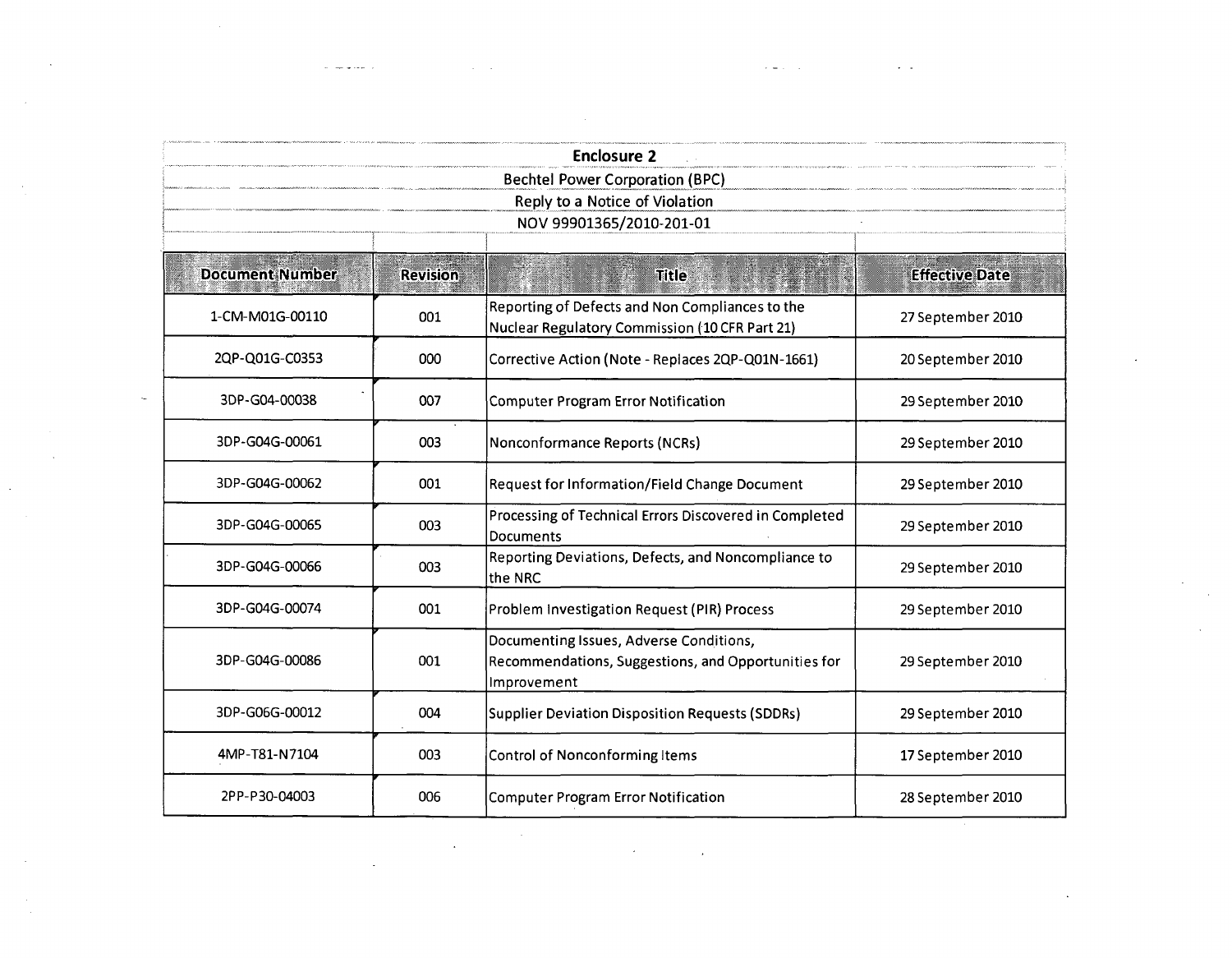**Enclosure 2**

**Bechtel Power Corporation (BPC)**

**Reply to a Notice of Violation**

**NOV 99901365/2010-201-01**

| Document Number | Revision | Title | Effective Date |
|---|---|---|---|
| 1-CM-M01G-00110 | 001 | Reporting of Defects and Non Compliances to the Nuclear Regulatory Commission (10 CFR Part 21) | 27 September 2010 |
| 2QP-Q01G-C0353 | 000 | Corrective Action (Note - Replaces 2QP-Q01N-1661) | 20 September 2010 |
| 3DP-G04-00038 | 007 | Computer Program Error Notification | 29 September 2010 |
| 3DP-G04G-00061 | 003 | Nonconformance Reports (NCRs) | 29 September 2010 |
| 3DP-G04G-00062 | 001 | Request for Information/Field Change Document | 29 September 2010 |
| 3DP-G04G-00065 | 003 | Processing of Technical Errors Discovered in Completed Documents | 29 September 2010 |
| 3DP-G04G-00066 | 003 | Reporting Deviations, Defects, and Noncompliance to the NRC | 29 September 2010 |
| 3DP-G04G-00074 | 001 | Problem Investigation Request (PIR) Process | 29 September 2010 |
| 3DP-G04G-00086 | 001 | Documenting Issues, Adverse Conditions, Recommendations, Suggestions, and Opportunities for Improvement | 29 September 2010 |
| 3DP-G06G-00012 | 004 | Supplier Deviation Disposition Requests (SDDRs) | 29 September 2010 |
| 4MP-T81-N7104 | 003 | Control of Nonconforming Items | 17 September 2010 |
| 2PP-P30-04003 | 006 | Computer Program Error Notification | 28 September 2010 |